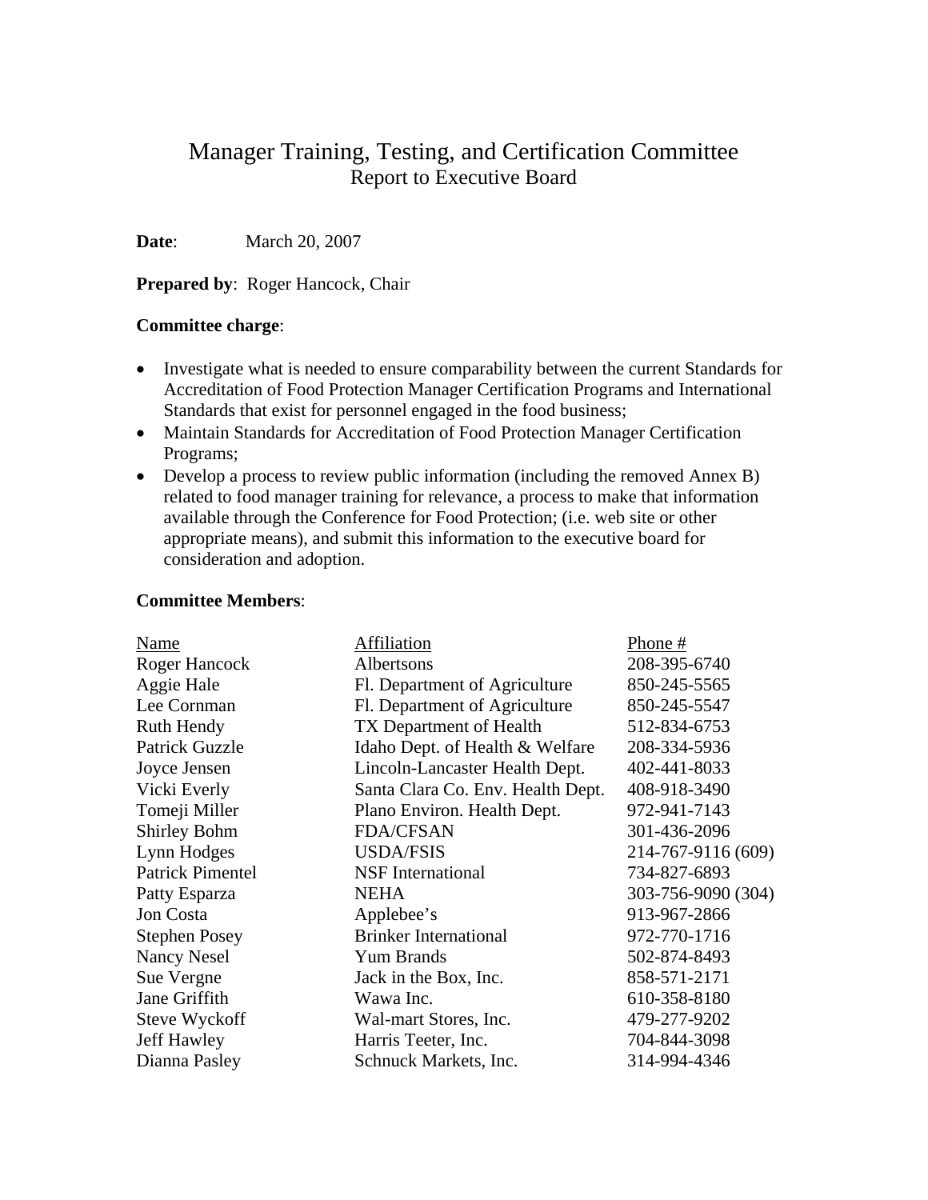# Manager Training, Testing, and Certification Committee
## Report to Executive Board

**Date**: March 20, 2007

**Prepared by**: Roger Hancock, Chair

**Committee charge**:

- Investigate what is needed to ensure comparability between the current Standards for Accreditation of Food Protection Manager Certification Programs and International Standards that exist for personnel engaged in the food business;
- Maintain Standards for Accreditation of Food Protection Manager Certification Programs;
- Develop a process to review public information (including the removed Annex B) related to food manager training for relevance, a process to make that information available through the Conference for Food Protection; (i.e. web site or other appropriate means), and submit this information to the executive board for consideration and adoption.

**Committee Members**:

| Name | Affiliation | Phone # |
|---|---|---|
| Roger Hancock | Albertsons | 208-395-6740 |
| Aggie Hale | Fl. Department of Agriculture | 850-245-5565 |
| Lee Cornman | Fl. Department of Agriculture | 850-245-5547 |
| Ruth Hendy | TX Department of Health | 512-834-6753 |
| Patrick Guzzle | Idaho Dept. of Health & Welfare | 208-334-5936 |
| Joyce Jensen | Lincoln-Lancaster Health Dept. | 402-441-8033 |
| Vicki Everly | Santa Clara Co. Env. Health Dept. | 408-918-3490 |
| Tomeji Miller | Plano Environ. Health Dept. | 972-941-7143 |
| Shirley Bohm | FDA/CFSAN | 301-436-2096 |
| Lynn Hodges | USDA/FSIS | 214-767-9116 (609) |
| Patrick Pimentel | NSF International | 734-827-6893 |
| Patty Esparza | NEHA | 303-756-9090 (304) |
| Jon Costa | Applebee's | 913-967-2866 |
| Stephen Posey | Brinker International | 972-770-1716 |
| Nancy Nesel | Yum Brands | 502-874-8493 |
| Sue Vergne | Jack in the Box, Inc. | 858-571-2171 |
| Jane Griffith | Wawa Inc. | 610-358-8180 |
| Steve Wyckoff | Wal-mart Stores, Inc. | 479-277-9202 |
| Jeff Hawley | Harris Teeter, Inc. | 704-844-3098 |
| Dianna Pasley | Schnuck Markets, Inc. | 314-994-4346 |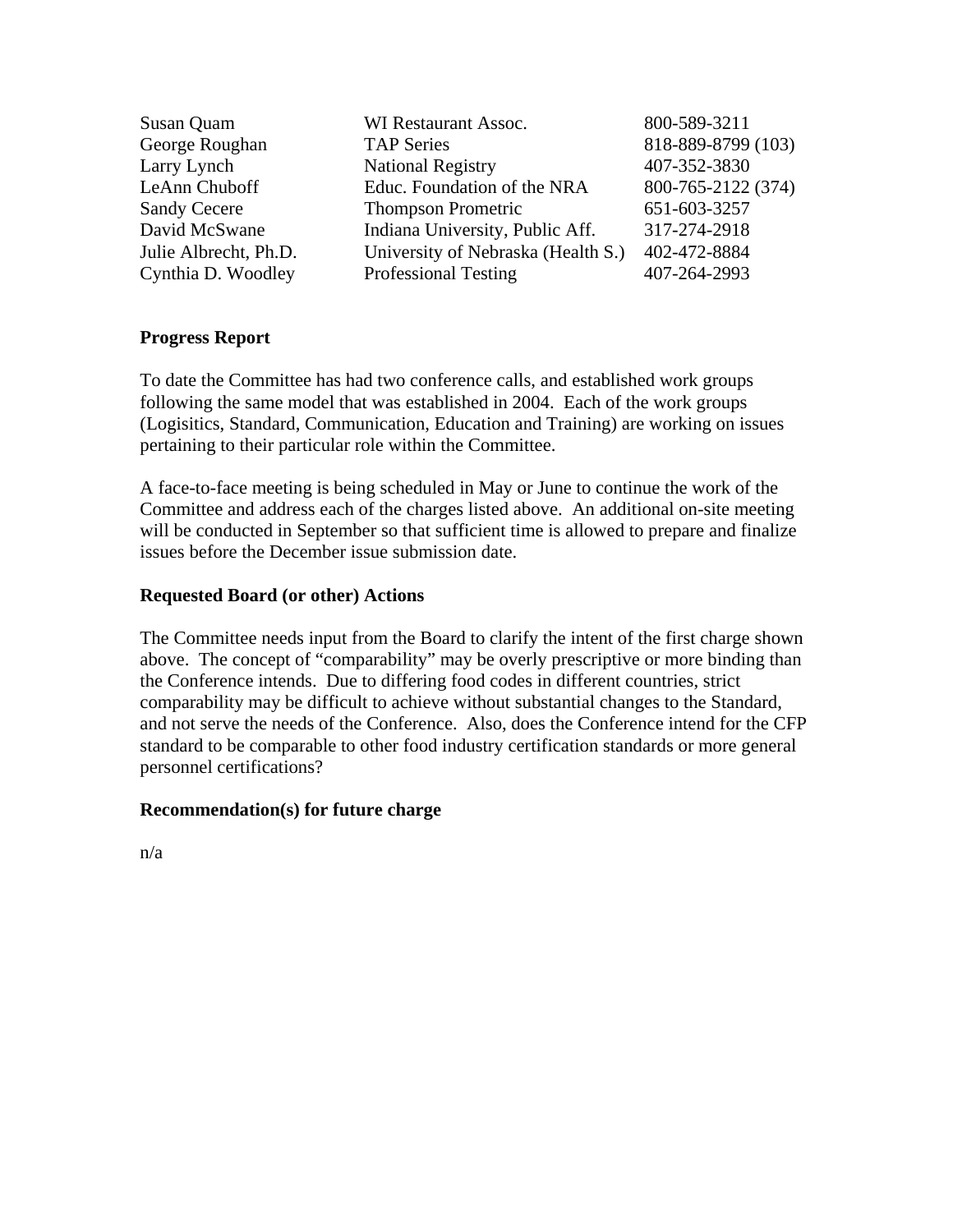| | | |
|---|---|---|
| Susan Quam | WI Restaurant Assoc. | 800-589-3211 |
| George Roughan | TAP Series | 818-889-8799 (103) |
| Larry Lynch | National Registry | 407-352-3830 |
| LeAnn Chuboff | Educ. Foundation of the NRA | 800-765-2122 (374) |
| Sandy Cecere | Thompson Prometric | 651-603-3257 |
| David McSwane | Indiana University, Public Aff. | 317-274-2918 |
| Julie Albrecht, Ph.D. | University of Nebraska (Health S.) | 402-472-8884 |
| Cynthia D. Woodley | Professional Testing | 407-264-2993 |

**Progress Report**

To date the Committee has had two conference calls, and established work groups following the same model that was established in 2004. Each of the work groups (Logisitics, Standard, Communication, Education and Training) are working on issues pertaining to their particular role within the Committee.

A face-to-face meeting is being scheduled in May or June to continue the work of the Committee and address each of the charges listed above. An additional on-site meeting will be conducted in September so that sufficient time is allowed to prepare and finalize issues before the December issue submission date.

**Requested Board (or other) Actions**

The Committee needs input from the Board to clarify the intent of the first charge shown above. The concept of "comparability" may be overly prescriptive or more binding than the Conference intends. Due to differing food codes in different countries, strict comparability may be difficult to achieve without substantial changes to the Standard, and not serve the needs of the Conference. Also, does the Conference intend for the CFP standard to be comparable to other food industry certification standards or more general personnel certifications?

**Recommendation(s) for future charge**

n/a